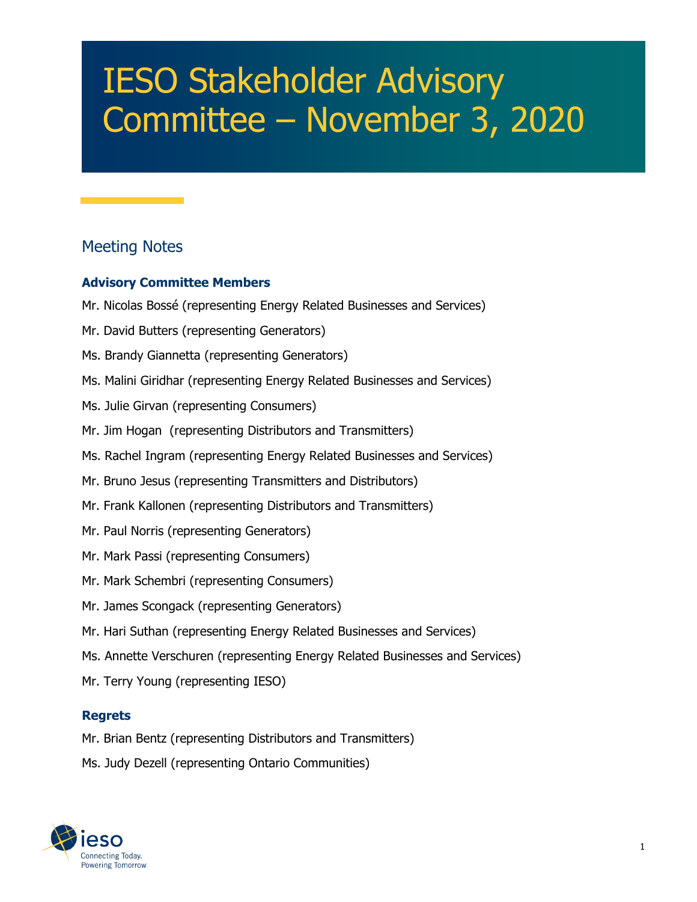# IESO Stakeholder Advisory Committee – November 3, 2020

## Meeting Notes

### Advisory Committee Members

Mr. Nicolas Bossé (representing Energy Related Businesses and Services)

Mr. David Butters (representing Generators)

Ms. Brandy Giannetta (representing Generators)

Ms. Malini Giridhar (representing Energy Related Businesses and Services)

Ms. Julie Girvan (representing Consumers)

Mr. Jim Hogan (representing Distributors and Transmitters)

Ms. Rachel Ingram (representing Energy Related Businesses and Services)

Mr. Bruno Jesus (representing Transmitters and Distributors)

Mr. Frank Kallonen (representing Distributors and Transmitters)

Mr. Paul Norris (representing Generators)

Mr. Mark Passi (representing Consumers)

Mr. Mark Schembri (representing Consumers)

Mr. James Scongack (representing Generators)

Mr. Hari Suthan (representing Energy Related Businesses and Services)

Ms. Annette Verschuren (representing Energy Related Businesses and Services)

Mr. Terry Young (representing IESO)

### Regrets

Mr. Brian Bentz (representing Distributors and Transmitters)

Ms. Judy Dezell (representing Ontario Communities)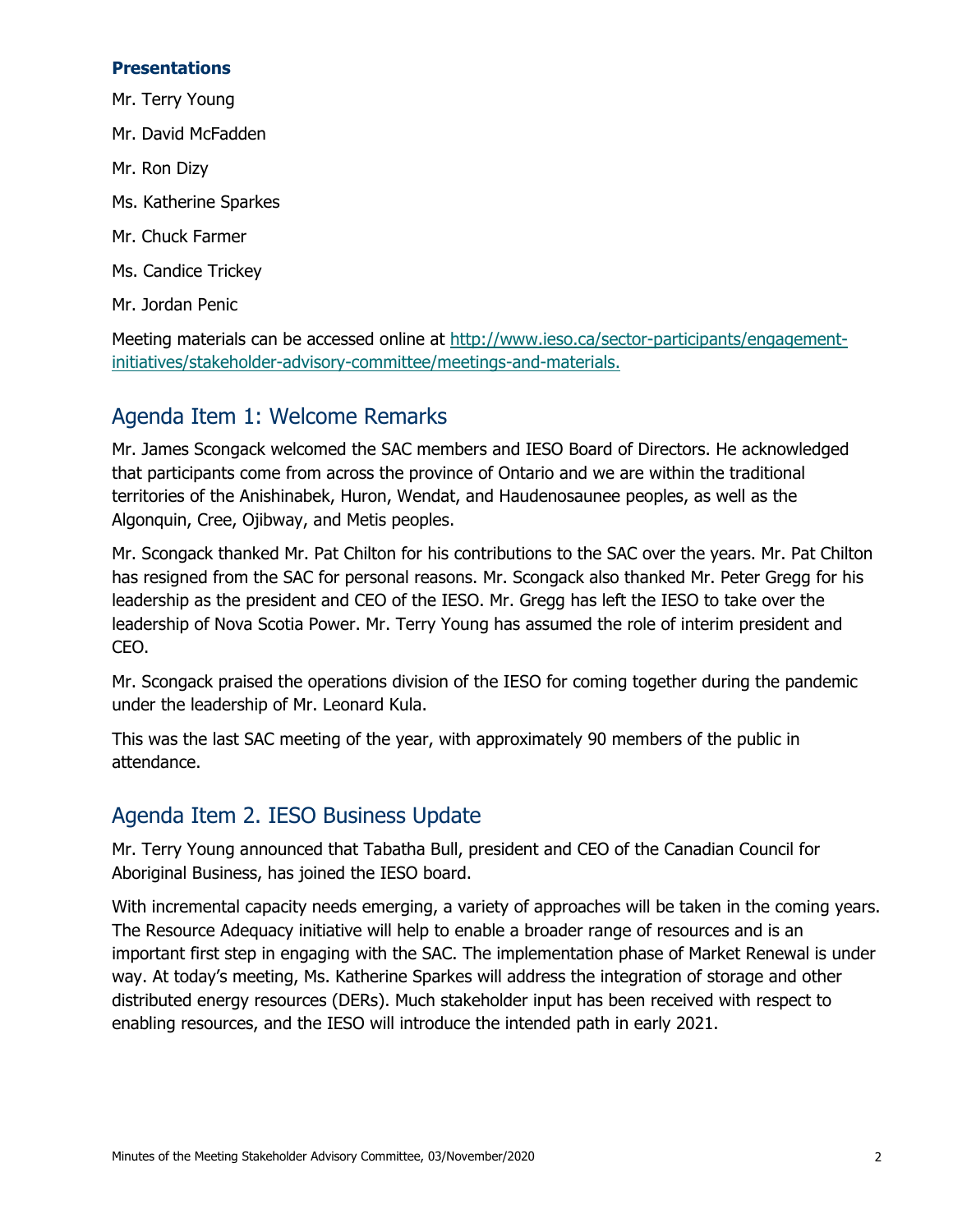### Presentations

Mr. Terry Young

Mr. David McFadden

Mr. Ron Dizy

Ms. Katherine Sparkes

Mr. Chuck Farmer

Ms. Candice Trickey

Mr. Jordan Penic

Meeting materials can be accessed online at [http://www.ieso.ca/sector-participants/engagement-initiatives/stakeholder-advisory-committee/meetings-and-materials.](http://www.ieso.ca/sector-participants/engagement-initiatives/stakeholder-advisory-committee/meetings-and-materials)

## Agenda Item 1: Welcome Remarks

Mr. James Scongack welcomed the SAC members and IESO Board of Directors. He acknowledged that participants come from across the province of Ontario and we are within the traditional territories of the Anishinabek, Huron, Wendat, and Haudenosaunee peoples, as well as the Algonquin, Cree, Ojibway, and Metis peoples.

Mr. Scongack thanked Mr. Pat Chilton for his contributions to the SAC over the years. Mr. Pat Chilton has resigned from the SAC for personal reasons. Mr. Scongack also thanked Mr. Peter Gregg for his leadership as the president and CEO of the IESO. Mr. Gregg has left the IESO to take over the leadership of Nova Scotia Power. Mr. Terry Young has assumed the role of interim president and CEO.

Mr. Scongack praised the operations division of the IESO for coming together during the pandemic under the leadership of Mr. Leonard Kula.

This was the last SAC meeting of the year, with approximately 90 members of the public in attendance.

## Agenda Item 2. IESO Business Update

Mr. Terry Young announced that Tabatha Bull, president and CEO of the Canadian Council for Aboriginal Business, has joined the IESO board.

With incremental capacity needs emerging, a variety of approaches will be taken in the coming years. The Resource Adequacy initiative will help to enable a broader range of resources and is an important first step in engaging with the SAC. The implementation phase of Market Renewal is under way. At today's meeting, Ms. Katherine Sparkes will address the integration of storage and other distributed energy resources (DERs). Much stakeholder input has been received with respect to enabling resources, and the IESO will introduce the intended path in early 2021.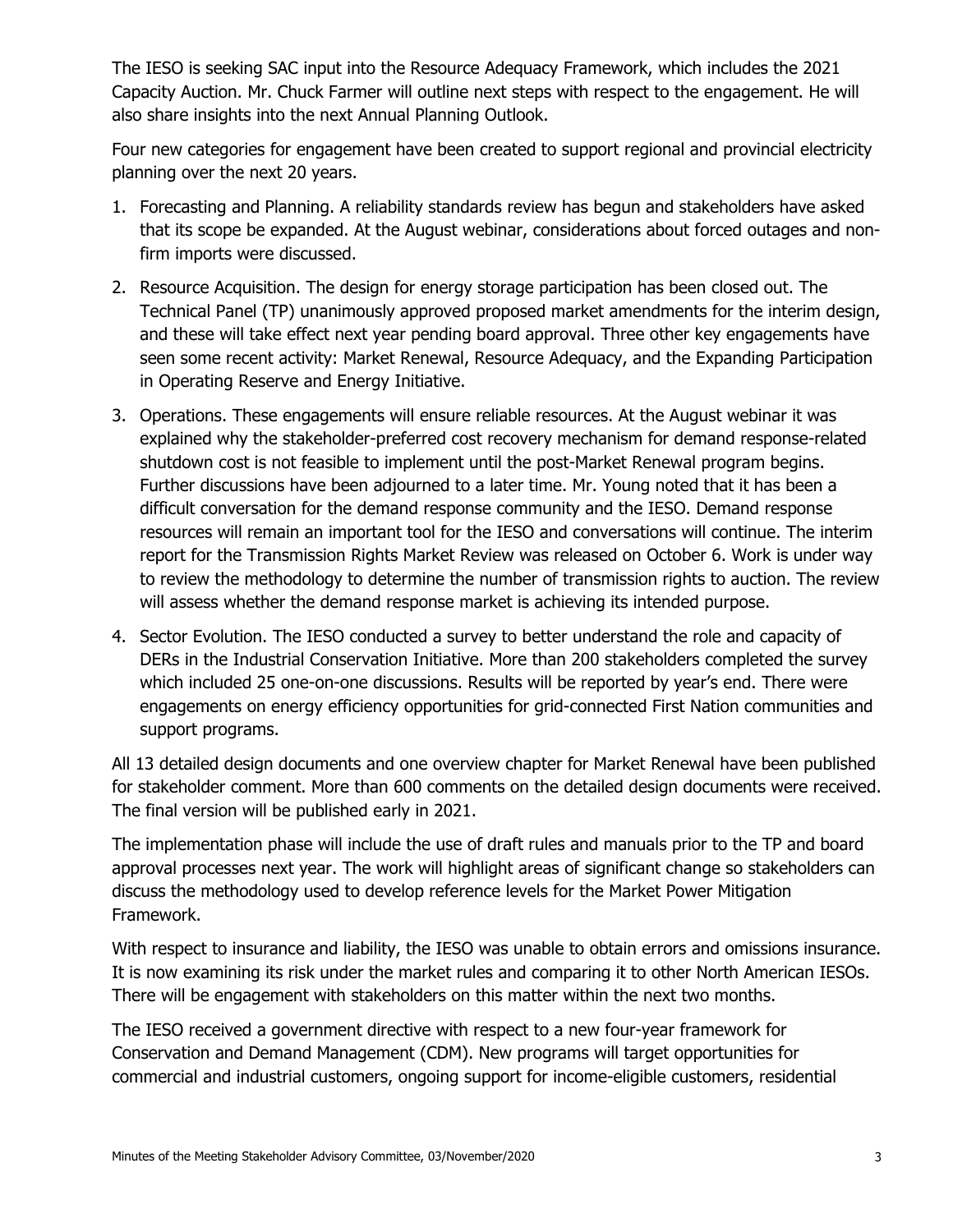The IESO is seeking SAC input into the Resource Adequacy Framework, which includes the 2021 Capacity Auction. Mr. Chuck Farmer will outline next steps with respect to the engagement. He will also share insights into the next Annual Planning Outlook.

Four new categories for engagement have been created to support regional and provincial electricity planning over the next 20 years.

1. Forecasting and Planning. A reliability standards review has begun and stakeholders have asked that its scope be expanded. At the August webinar, considerations about forced outages and non-firm imports were discussed.
2. Resource Acquisition. The design for energy storage participation has been closed out. The Technical Panel (TP) unanimously approved proposed market amendments for the interim design, and these will take effect next year pending board approval. Three other key engagements have seen some recent activity: Market Renewal, Resource Adequacy, and the Expanding Participation in Operating Reserve and Energy Initiative.
3. Operations. These engagements will ensure reliable resources. At the August webinar it was explained why the stakeholder-preferred cost recovery mechanism for demand response-related shutdown cost is not feasible to implement until the post-Market Renewal program begins. Further discussions have been adjourned to a later time. Mr. Young noted that it has been a difficult conversation for the demand response community and the IESO. Demand response resources will remain an important tool for the IESO and conversations will continue. The interim report for the Transmission Rights Market Review was released on October 6. Work is under way to review the methodology to determine the number of transmission rights to auction. The review will assess whether the demand response market is achieving its intended purpose.
4. Sector Evolution. The IESO conducted a survey to better understand the role and capacity of DERs in the Industrial Conservation Initiative. More than 200 stakeholders completed the survey which included 25 one-on-one discussions. Results will be reported by year's end. There were engagements on energy efficiency opportunities for grid-connected First Nation communities and support programs.

All 13 detailed design documents and one overview chapter for Market Renewal have been published for stakeholder comment. More than 600 comments on the detailed design documents were received. The final version will be published early in 2021.

The implementation phase will include the use of draft rules and manuals prior to the TP and board approval processes next year. The work will highlight areas of significant change so stakeholders can discuss the methodology used to develop reference levels for the Market Power Mitigation Framework.

With respect to insurance and liability, the IESO was unable to obtain errors and omissions insurance. It is now examining its risk under the market rules and comparing it to other North American IESOs. There will be engagement with stakeholders on this matter within the next two months.

The IESO received a government directive with respect to a new four-year framework for Conservation and Demand Management (CDM). New programs will target opportunities for commercial and industrial customers, ongoing support for income-eligible customers, residential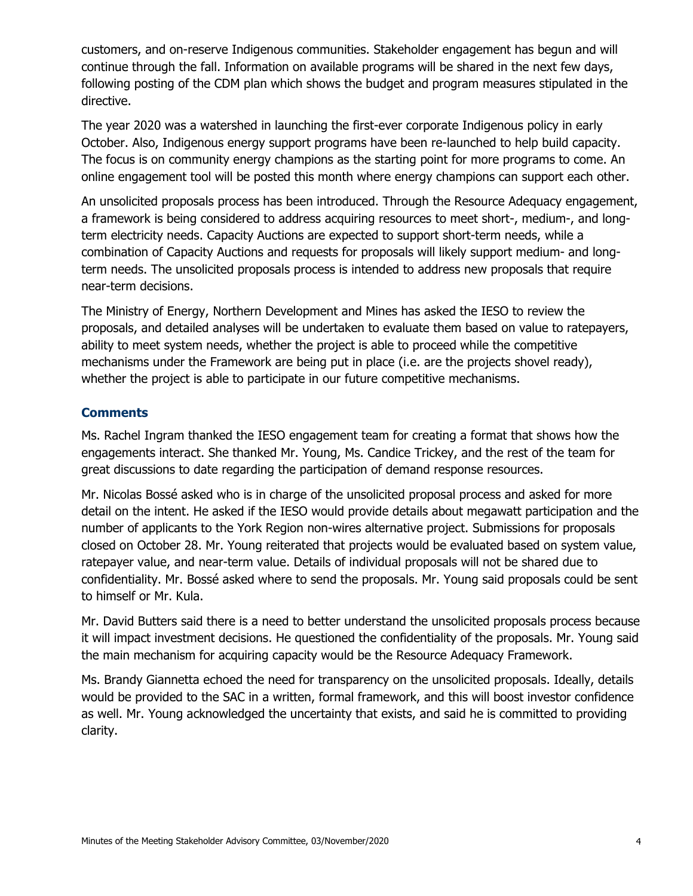customers, and on-reserve Indigenous communities. Stakeholder engagement has begun and will continue through the fall. Information on available programs will be shared in the next few days, following posting of the CDM plan which shows the budget and program measures stipulated in the directive.

The year 2020 was a watershed in launching the first-ever corporate Indigenous policy in early October. Also, Indigenous energy support programs have been re-launched to help build capacity. The focus is on community energy champions as the starting point for more programs to come. An online engagement tool will be posted this month where energy champions can support each other.

An unsolicited proposals process has been introduced. Through the Resource Adequacy engagement, a framework is being considered to address acquiring resources to meet short-, medium-, and long-term electricity needs. Capacity Auctions are expected to support short-term needs, while a combination of Capacity Auctions and requests for proposals will likely support medium- and long-term needs. The unsolicited proposals process is intended to address new proposals that require near-term decisions.

The Ministry of Energy, Northern Development and Mines has asked the IESO to review the proposals, and detailed analyses will be undertaken to evaluate them based on value to ratepayers, ability to meet system needs, whether the project is able to proceed while the competitive mechanisms under the Framework are being put in place (i.e. are the projects shovel ready), whether the project is able to participate in our future competitive mechanisms.

### Comments

Ms. Rachel Ingram thanked the IESO engagement team for creating a format that shows how the engagements interact. She thanked Mr. Young, Ms. Candice Trickey, and the rest of the team for great discussions to date regarding the participation of demand response resources.

Mr. Nicolas Bossé asked who is in charge of the unsolicited proposal process and asked for more detail on the intent. He asked if the IESO would provide details about megawatt participation and the number of applicants to the York Region non-wires alternative project. Submissions for proposals closed on October 28. Mr. Young reiterated that projects would be evaluated based on system value, ratepayer value, and near-term value. Details of individual proposals will not be shared due to confidentiality. Mr. Bossé asked where to send the proposals. Mr. Young said proposals could be sent to himself or Mr. Kula.

Mr. David Butters said there is a need to better understand the unsolicited proposals process because it will impact investment decisions. He questioned the confidentiality of the proposals. Mr. Young said the main mechanism for acquiring capacity would be the Resource Adequacy Framework.

Ms. Brandy Giannetta echoed the need for transparency on the unsolicited proposals. Ideally, details would be provided to the SAC in a written, formal framework, and this will boost investor confidence as well. Mr. Young acknowledged the uncertainty that exists, and said he is committed to providing clarity.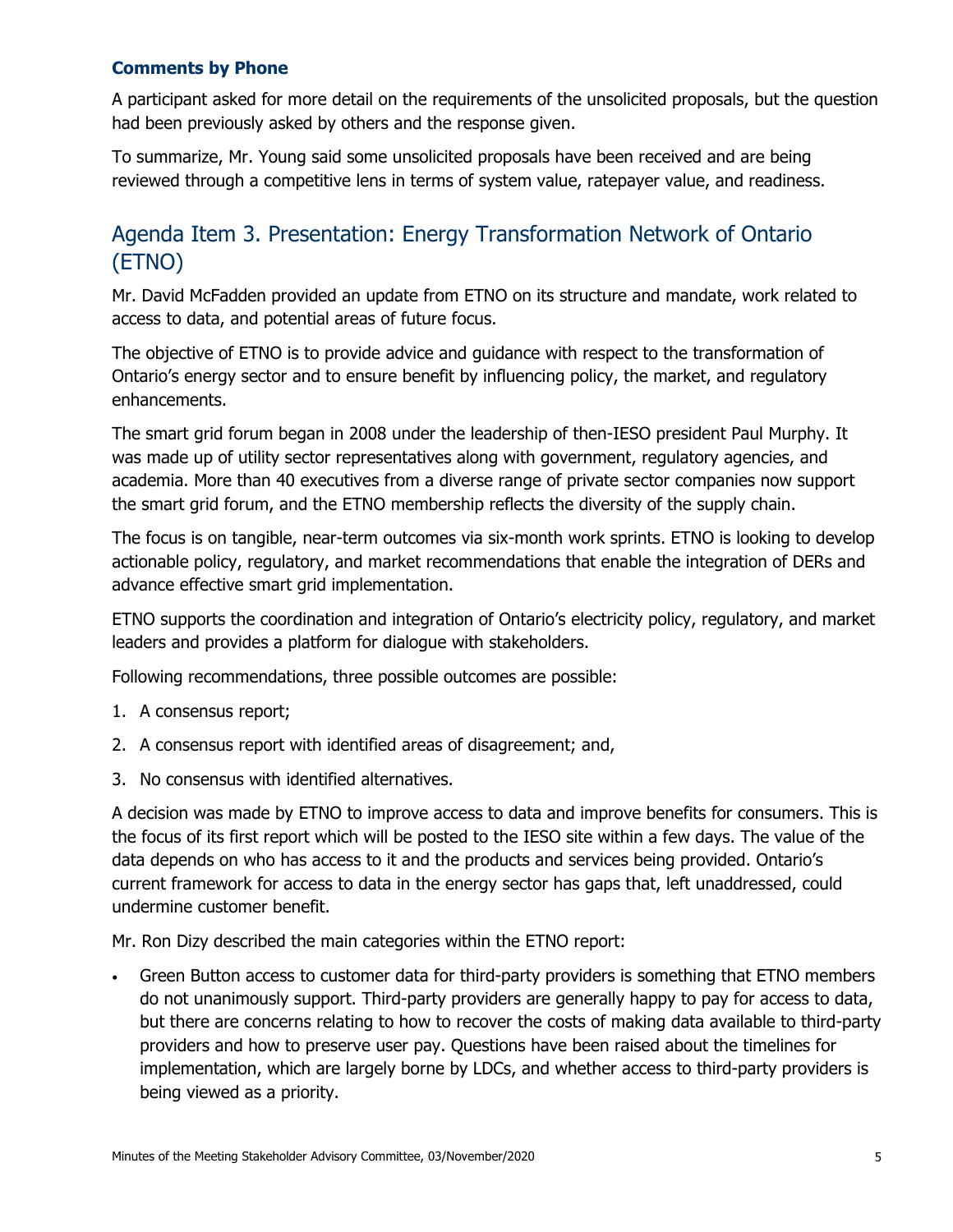### Comments by Phone

A participant asked for more detail on the requirements of the unsolicited proposals, but the question had been previously asked by others and the response given.

To summarize, Mr. Young said some unsolicited proposals have been received and are being reviewed through a competitive lens in terms of system value, ratepayer value, and readiness.

## Agenda Item 3. Presentation: Energy Transformation Network of Ontario (ETNO)

Mr. David McFadden provided an update from ETNO on its structure and mandate, work related to access to data, and potential areas of future focus.

The objective of ETNO is to provide advice and guidance with respect to the transformation of Ontario's energy sector and to ensure benefit by influencing policy, the market, and regulatory enhancements.

The smart grid forum began in 2008 under the leadership of then-IESO president Paul Murphy. It was made up of utility sector representatives along with government, regulatory agencies, and academia. More than 40 executives from a diverse range of private sector companies now support the smart grid forum, and the ETNO membership reflects the diversity of the supply chain.

The focus is on tangible, near-term outcomes via six-month work sprints. ETNO is looking to develop actionable policy, regulatory, and market recommendations that enable the integration of DERs and advance effective smart grid implementation.

ETNO supports the coordination and integration of Ontario's electricity policy, regulatory, and market leaders and provides a platform for dialogue with stakeholders.

Following recommendations, three possible outcomes are possible:

1. A consensus report;
2. A consensus report with identified areas of disagreement; and,
3. No consensus with identified alternatives.

A decision was made by ETNO to improve access to data and improve benefits for consumers. This is the focus of its first report which will be posted to the IESO site within a few days. The value of the data depends on who has access to it and the products and services being provided. Ontario's current framework for access to data in the energy sector has gaps that, left unaddressed, could undermine customer benefit.

Mr. Ron Dizy described the main categories within the ETNO report:

- Green Button access to customer data for third-party providers is something that ETNO members do not unanimously support. Third-party providers are generally happy to pay for access to data, but there are concerns relating to how to recover the costs of making data available to third-party providers and how to preserve user pay. Questions have been raised about the timelines for implementation, which are largely borne by LDCs, and whether access to third-party providers is being viewed as a priority.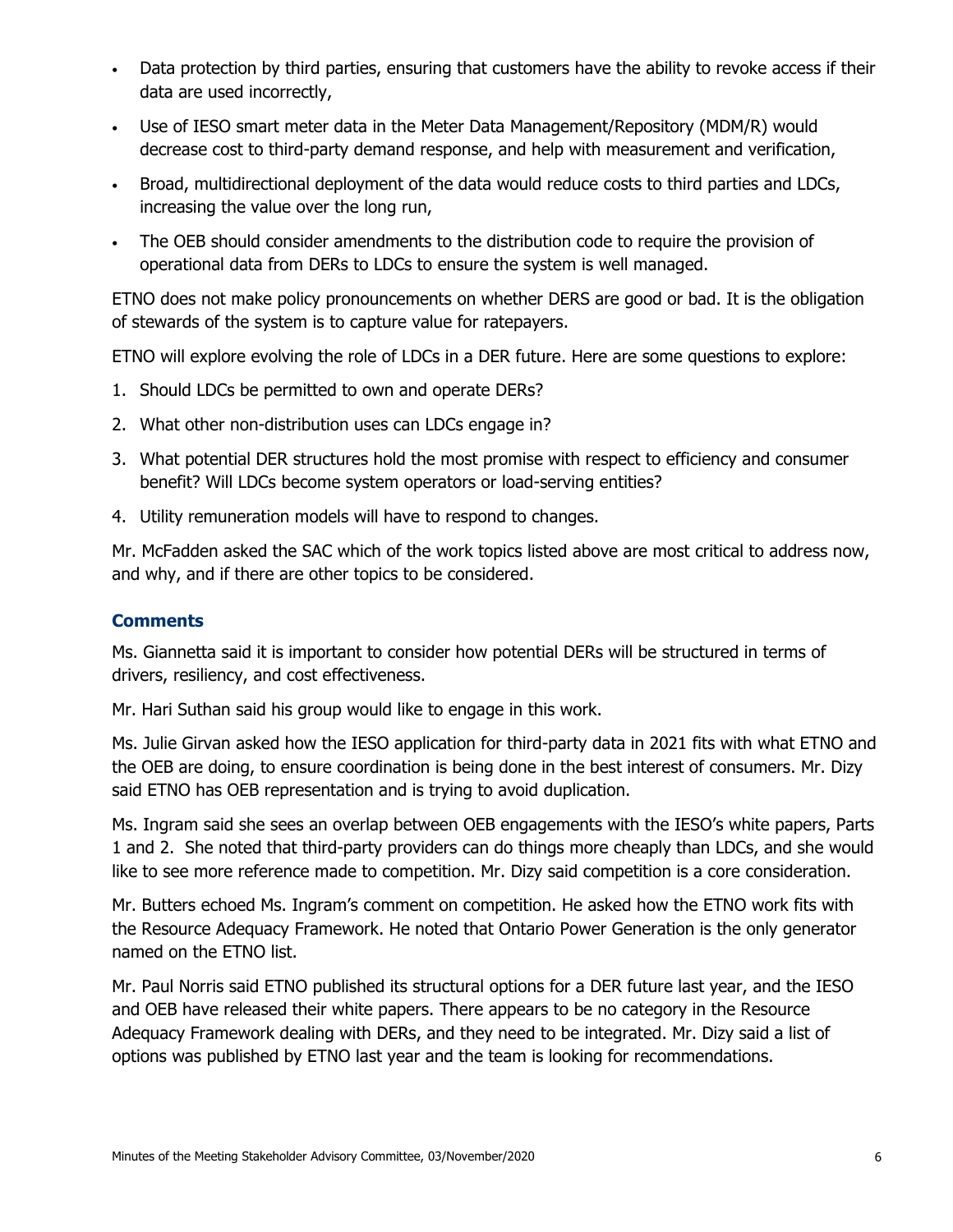- Data protection by third parties, ensuring that customers have the ability to revoke access if their data are used incorrectly,
- Use of IESO smart meter data in the Meter Data Management/Repository (MDM/R) would decrease cost to third-party demand response, and help with measurement and verification,
- Broad, multidirectional deployment of the data would reduce costs to third parties and LDCs, increasing the value over the long run,
- The OEB should consider amendments to the distribution code to require the provision of operational data from DERs to LDCs to ensure the system is well managed.

ETNO does not make policy pronouncements on whether DERS are good or bad. It is the obligation of stewards of the system is to capture value for ratepayers.

ETNO will explore evolving the role of LDCs in a DER future. Here are some questions to explore:

1. Should LDCs be permitted to own and operate DERs?
2. What other non-distribution uses can LDCs engage in?
3. What potential DER structures hold the most promise with respect to efficiency and consumer benefit? Will LDCs become system operators or load-serving entities?
4. Utility remuneration models will have to respond to changes.

Mr. McFadden asked the SAC which of the work topics listed above are most critical to address now, and why, and if there are other topics to be considered.

### Comments

Ms. Giannetta said it is important to consider how potential DERs will be structured in terms of drivers, resiliency, and cost effectiveness.

Mr. Hari Suthan said his group would like to engage in this work.

Ms. Julie Girvan asked how the IESO application for third-party data in 2021 fits with what ETNO and the OEB are doing, to ensure coordination is being done in the best interest of consumers. Mr. Dizy said ETNO has OEB representation and is trying to avoid duplication.

Ms. Ingram said she sees an overlap between OEB engagements with the IESO's white papers, Parts 1 and 2. She noted that third-party providers can do things more cheaply than LDCs, and she would like to see more reference made to competition. Mr. Dizy said competition is a core consideration.

Mr. Butters echoed Ms. Ingram's comment on competition. He asked how the ETNO work fits with the Resource Adequacy Framework. He noted that Ontario Power Generation is the only generator named on the ETNO list.

Mr. Paul Norris said ETNO published its structural options for a DER future last year, and the IESO and OEB have released their white papers. There appears to be no category in the Resource Adequacy Framework dealing with DERs, and they need to be integrated. Mr. Dizy said a list of options was published by ETNO last year and the team is looking for recommendations.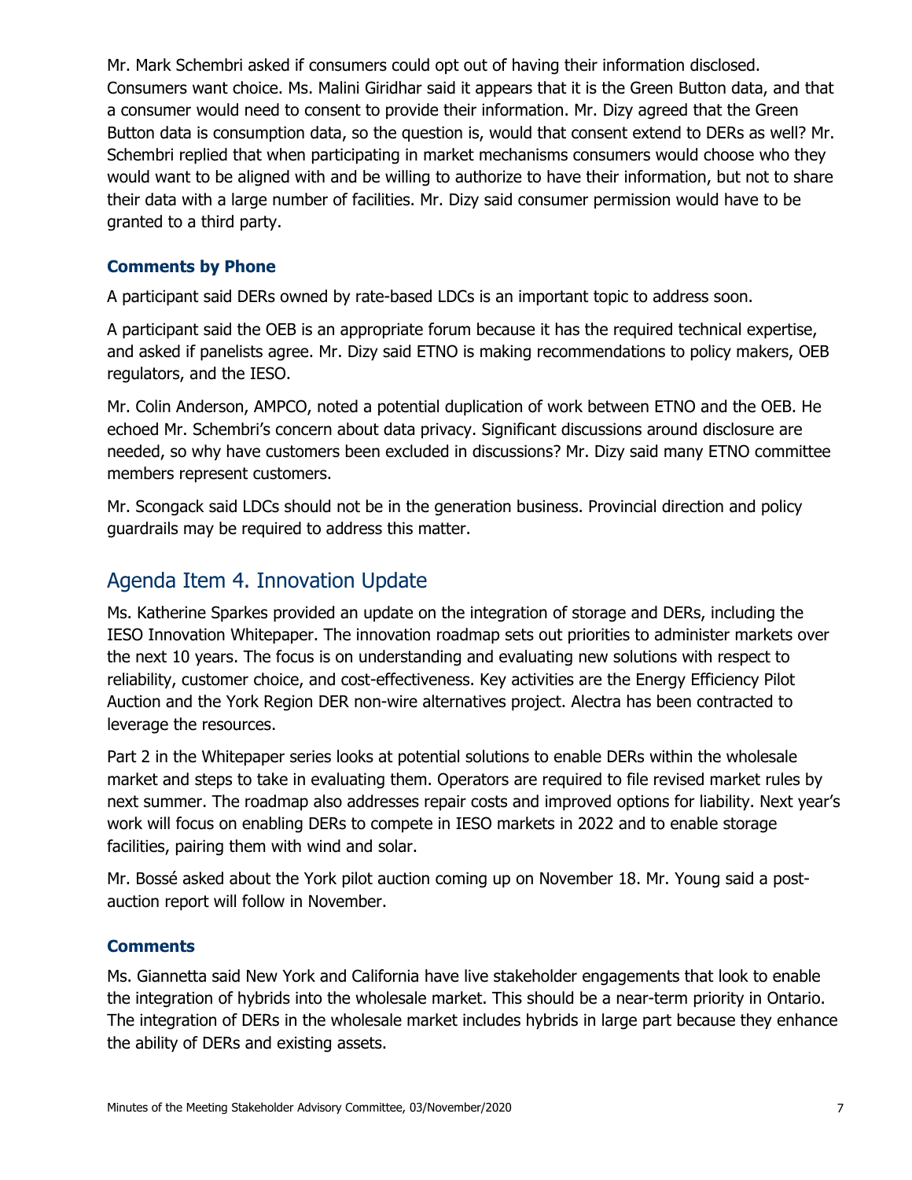Mr. Mark Schembri asked if consumers could opt out of having their information disclosed. Consumers want choice. Ms. Malini Giridhar said it appears that it is the Green Button data, and that a consumer would need to consent to provide their information. Mr. Dizy agreed that the Green Button data is consumption data, so the question is, would that consent extend to DERs as well? Mr. Schembri replied that when participating in market mechanisms consumers would choose who they would want to be aligned with and be willing to authorize to have their information, but not to share their data with a large number of facilities. Mr. Dizy said consumer permission would have to be granted to a third party.

### Comments by Phone

A participant said DERs owned by rate-based LDCs is an important topic to address soon.

A participant said the OEB is an appropriate forum because it has the required technical expertise, and asked if panelists agree. Mr. Dizy said ETNO is making recommendations to policy makers, OEB regulators, and the IESO.

Mr. Colin Anderson, AMPCO, noted a potential duplication of work between ETNO and the OEB. He echoed Mr. Schembri's concern about data privacy. Significant discussions around disclosure are needed, so why have customers been excluded in discussions? Mr. Dizy said many ETNO committee members represent customers.

Mr. Scongack said LDCs should not be in the generation business. Provincial direction and policy guardrails may be required to address this matter.

## Agenda Item 4. Innovation Update

Ms. Katherine Sparkes provided an update on the integration of storage and DERs, including the IESO Innovation Whitepaper. The innovation roadmap sets out priorities to administer markets over the next 10 years. The focus is on understanding and evaluating new solutions with respect to reliability, customer choice, and cost-effectiveness. Key activities are the Energy Efficiency Pilot Auction and the York Region DER non-wire alternatives project. Alectra has been contracted to leverage the resources.

Part 2 in the Whitepaper series looks at potential solutions to enable DERs within the wholesale market and steps to take in evaluating them. Operators are required to file revised market rules by next summer. The roadmap also addresses repair costs and improved options for liability. Next year's work will focus on enabling DERs to compete in IESO markets in 2022 and to enable storage facilities, pairing them with wind and solar.

Mr. Bossé asked about the York pilot auction coming up on November 18. Mr. Young said a post-auction report will follow in November.

### Comments

Ms. Giannetta said New York and California have live stakeholder engagements that look to enable the integration of hybrids into the wholesale market. This should be a near-term priority in Ontario. The integration of DERs in the wholesale market includes hybrids in large part because they enhance the ability of DERs and existing assets.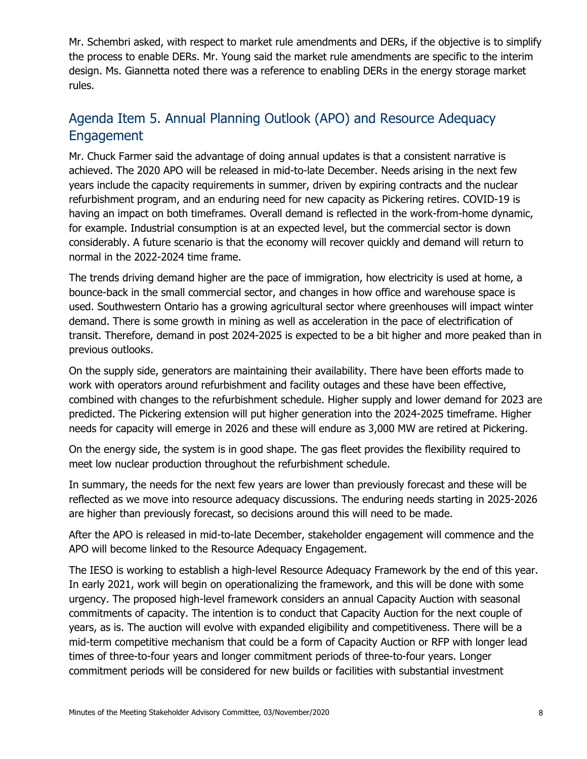Mr. Schembri asked, with respect to market rule amendments and DERs, if the objective is to simplify the process to enable DERs. Mr. Young said the market rule amendments are specific to the interim design. Ms. Giannetta noted there was a reference to enabling DERs in the energy storage market rules.

## Agenda Item 5. Annual Planning Outlook (APO) and Resource Adequacy Engagement

Mr. Chuck Farmer said the advantage of doing annual updates is that a consistent narrative is achieved. The 2020 APO will be released in mid-to-late December. Needs arising in the next few years include the capacity requirements in summer, driven by expiring contracts and the nuclear refurbishment program, and an enduring need for new capacity as Pickering retires. COVID-19 is having an impact on both timeframes. Overall demand is reflected in the work-from-home dynamic, for example. Industrial consumption is at an expected level, but the commercial sector is down considerably. A future scenario is that the economy will recover quickly and demand will return to normal in the 2022-2024 time frame.

The trends driving demand higher are the pace of immigration, how electricity is used at home, a bounce-back in the small commercial sector, and changes in how office and warehouse space is used. Southwestern Ontario has a growing agricultural sector where greenhouses will impact winter demand. There is some growth in mining as well as acceleration in the pace of electrification of transit. Therefore, demand in post 2024-2025 is expected to be a bit higher and more peaked than in previous outlooks.

On the supply side, generators are maintaining their availability. There have been efforts made to work with operators around refurbishment and facility outages and these have been effective, combined with changes to the refurbishment schedule. Higher supply and lower demand for 2023 are predicted. The Pickering extension will put higher generation into the 2024-2025 timeframe. Higher needs for capacity will emerge in 2026 and these will endure as 3,000 MW are retired at Pickering.

On the energy side, the system is in good shape. The gas fleet provides the flexibility required to meet low nuclear production throughout the refurbishment schedule.

In summary, the needs for the next few years are lower than previously forecast and these will be reflected as we move into resource adequacy discussions. The enduring needs starting in 2025-2026 are higher than previously forecast, so decisions around this will need to be made.

After the APO is released in mid-to-late December, stakeholder engagement will commence and the APO will become linked to the Resource Adequacy Engagement.

The IESO is working to establish a high-level Resource Adequacy Framework by the end of this year. In early 2021, work will begin on operationalizing the framework, and this will be done with some urgency. The proposed high-level framework considers an annual Capacity Auction with seasonal commitments of capacity. The intention is to conduct that Capacity Auction for the next couple of years, as is. The auction will evolve with expanded eligibility and competitiveness. There will be a mid-term competitive mechanism that could be a form of Capacity Auction or RFP with longer lead times of three-to-four years and longer commitment periods of three-to-four years. Longer commitment periods will be considered for new builds or facilities with substantial investment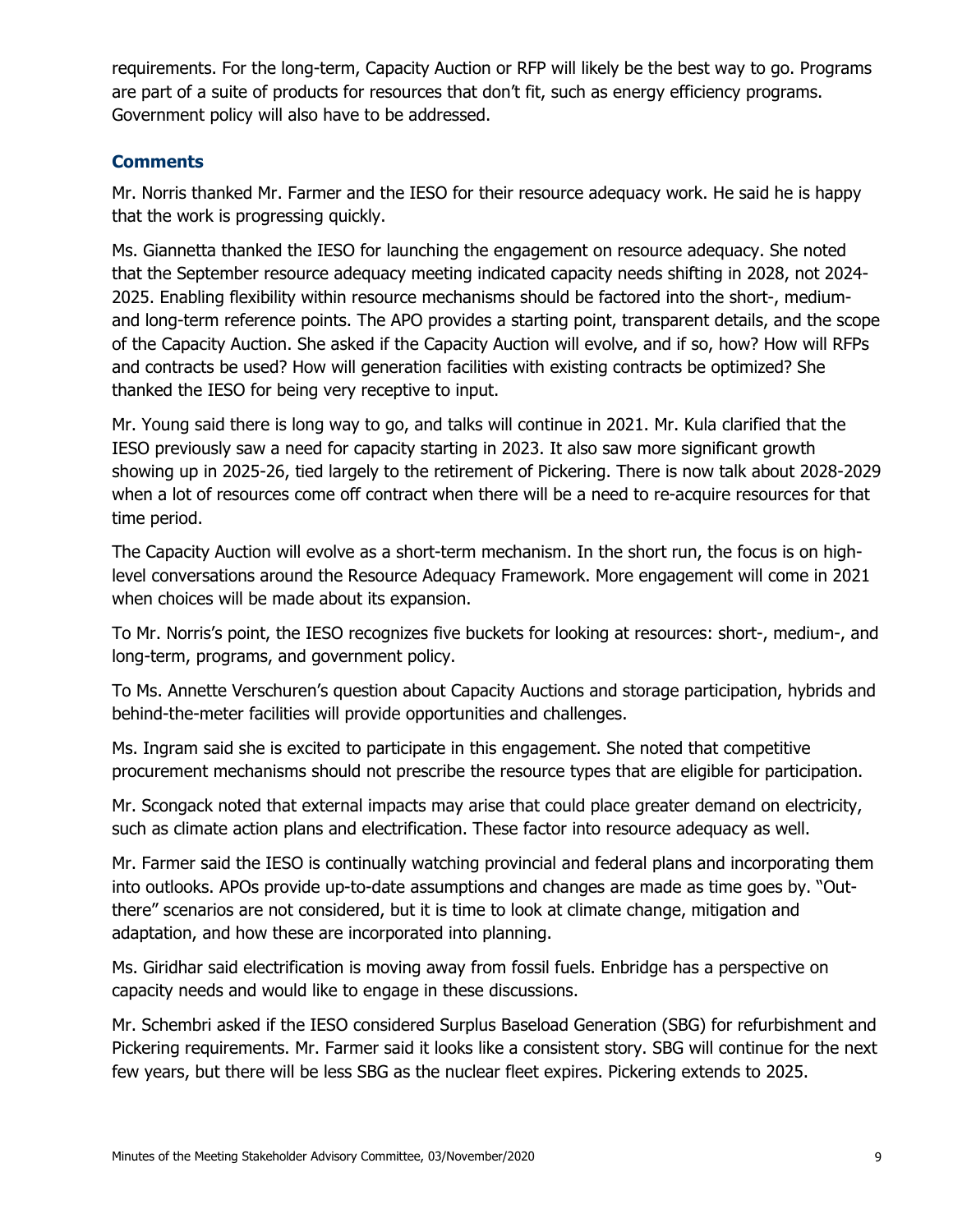requirements. For the long-term, Capacity Auction or RFP will likely be the best way to go. Programs are part of a suite of products for resources that don't fit, such as energy efficiency programs. Government policy will also have to be addressed.

### Comments

Mr. Norris thanked Mr. Farmer and the IESO for their resource adequacy work. He said he is happy that the work is progressing quickly.

Ms. Giannetta thanked the IESO for launching the engagement on resource adequacy. She noted that the September resource adequacy meeting indicated capacity needs shifting in 2028, not 2024-2025. Enabling flexibility within resource mechanisms should be factored into the short-, medium- and long-term reference points. The APO provides a starting point, transparent details, and the scope of the Capacity Auction. She asked if the Capacity Auction will evolve, and if so, how? How will RFPs and contracts be used? How will generation facilities with existing contracts be optimized? She thanked the IESO for being very receptive to input.

Mr. Young said there is long way to go, and talks will continue in 2021. Mr. Kula clarified that the IESO previously saw a need for capacity starting in 2023. It also saw more significant growth showing up in 2025-26, tied largely to the retirement of Pickering. There is now talk about 2028-2029 when a lot of resources come off contract when there will be a need to re-acquire resources for that time period.

The Capacity Auction will evolve as a short-term mechanism. In the short run, the focus is on high-level conversations around the Resource Adequacy Framework. More engagement will come in 2021 when choices will be made about its expansion.

To Mr. Norris's point, the IESO recognizes five buckets for looking at resources: short-, medium-, and long-term, programs, and government policy.

To Ms. Annette Verschuren's question about Capacity Auctions and storage participation, hybrids and behind-the-meter facilities will provide opportunities and challenges.

Ms. Ingram said she is excited to participate in this engagement. She noted that competitive procurement mechanisms should not prescribe the resource types that are eligible for participation.

Mr. Scongack noted that external impacts may arise that could place greater demand on electricity, such as climate action plans and electrification. These factor into resource adequacy as well.

Mr. Farmer said the IESO is continually watching provincial and federal plans and incorporating them into outlooks. APOs provide up-to-date assumptions and changes are made as time goes by. "Out-there" scenarios are not considered, but it is time to look at climate change, mitigation and adaptation, and how these are incorporated into planning.

Ms. Giridhar said electrification is moving away from fossil fuels. Enbridge has a perspective on capacity needs and would like to engage in these discussions.

Mr. Schembri asked if the IESO considered Surplus Baseload Generation (SBG) for refurbishment and Pickering requirements. Mr. Farmer said it looks like a consistent story. SBG will continue for the next few years, but there will be less SBG as the nuclear fleet expires. Pickering extends to 2025.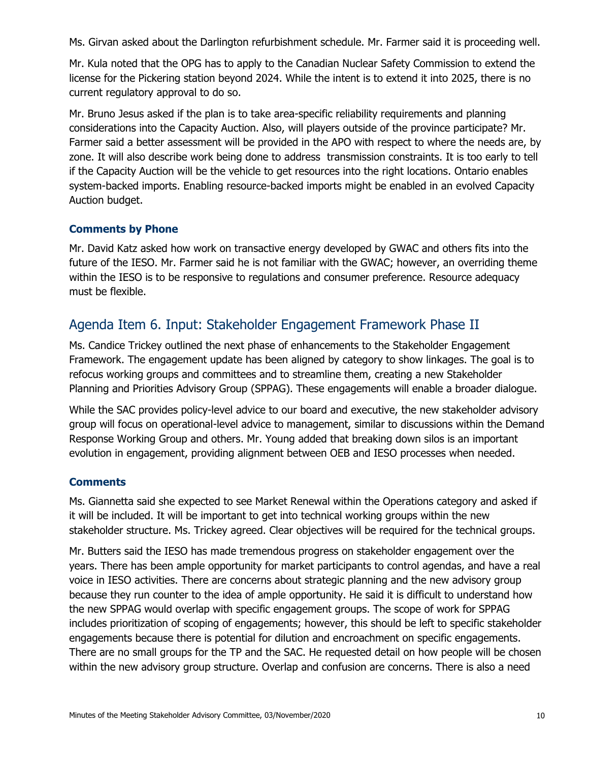Ms. Girvan asked about the Darlington refurbishment schedule. Mr. Farmer said it is proceeding well.

Mr. Kula noted that the OPG has to apply to the Canadian Nuclear Safety Commission to extend the license for the Pickering station beyond 2024. While the intent is to extend it into 2025, there is no current regulatory approval to do so.

Mr. Bruno Jesus asked if the plan is to take area-specific reliability requirements and planning considerations into the Capacity Auction. Also, will players outside of the province participate? Mr. Farmer said a better assessment will be provided in the APO with respect to where the needs are, by zone. It will also describe work being done to address transmission constraints. It is too early to tell if the Capacity Auction will be the vehicle to get resources into the right locations. Ontario enables system-backed imports. Enabling resource-backed imports might be enabled in an evolved Capacity Auction budget.

### Comments by Phone

Mr. David Katz asked how work on transactive energy developed by GWAC and others fits into the future of the IESO. Mr. Farmer said he is not familiar with the GWAC; however, an overriding theme within the IESO is to be responsive to regulations and consumer preference. Resource adequacy must be flexible.

## Agenda Item 6. Input: Stakeholder Engagement Framework Phase II

Ms. Candice Trickey outlined the next phase of enhancements to the Stakeholder Engagement Framework. The engagement update has been aligned by category to show linkages. The goal is to refocus working groups and committees and to streamline them, creating a new Stakeholder Planning and Priorities Advisory Group (SPPAG). These engagements will enable a broader dialogue.

While the SAC provides policy-level advice to our board and executive, the new stakeholder advisory group will focus on operational-level advice to management, similar to discussions within the Demand Response Working Group and others. Mr. Young added that breaking down silos is an important evolution in engagement, providing alignment between OEB and IESO processes when needed.

### Comments

Ms. Giannetta said she expected to see Market Renewal within the Operations category and asked if it will be included. It will be important to get into technical working groups within the new stakeholder structure. Ms. Trickey agreed. Clear objectives will be required for the technical groups.

Mr. Butters said the IESO has made tremendous progress on stakeholder engagement over the years. There has been ample opportunity for market participants to control agendas, and have a real voice in IESO activities. There are concerns about strategic planning and the new advisory group because they run counter to the idea of ample opportunity. He said it is difficult to understand how the new SPPAG would overlap with specific engagement groups. The scope of work for SPPAG includes prioritization of scoping of engagements; however, this should be left to specific stakeholder engagements because there is potential for dilution and encroachment on specific engagements. There are no small groups for the TP and the SAC. He requested detail on how people will be chosen within the new advisory group structure. Overlap and confusion are concerns. There is also a need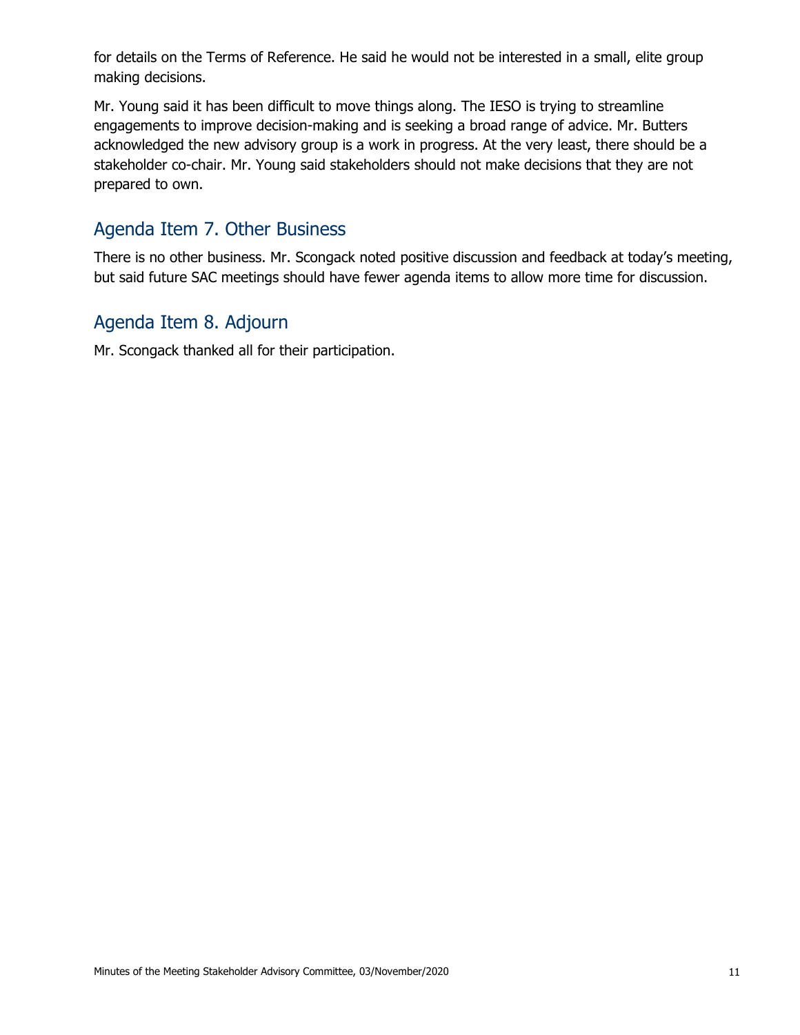for details on the Terms of Reference. He said he would not be interested in a small, elite group making decisions.

Mr. Young said it has been difficult to move things along. The IESO is trying to streamline engagements to improve decision-making and is seeking a broad range of advice. Mr. Butters acknowledged the new advisory group is a work in progress. At the very least, there should be a stakeholder co-chair. Mr. Young said stakeholders should not make decisions that they are not prepared to own.

## Agenda Item 7. Other Business

There is no other business. Mr. Scongack noted positive discussion and feedback at today's meeting, but said future SAC meetings should have fewer agenda items to allow more time for discussion.

## Agenda Item 8. Adjourn

Mr. Scongack thanked all for their participation.